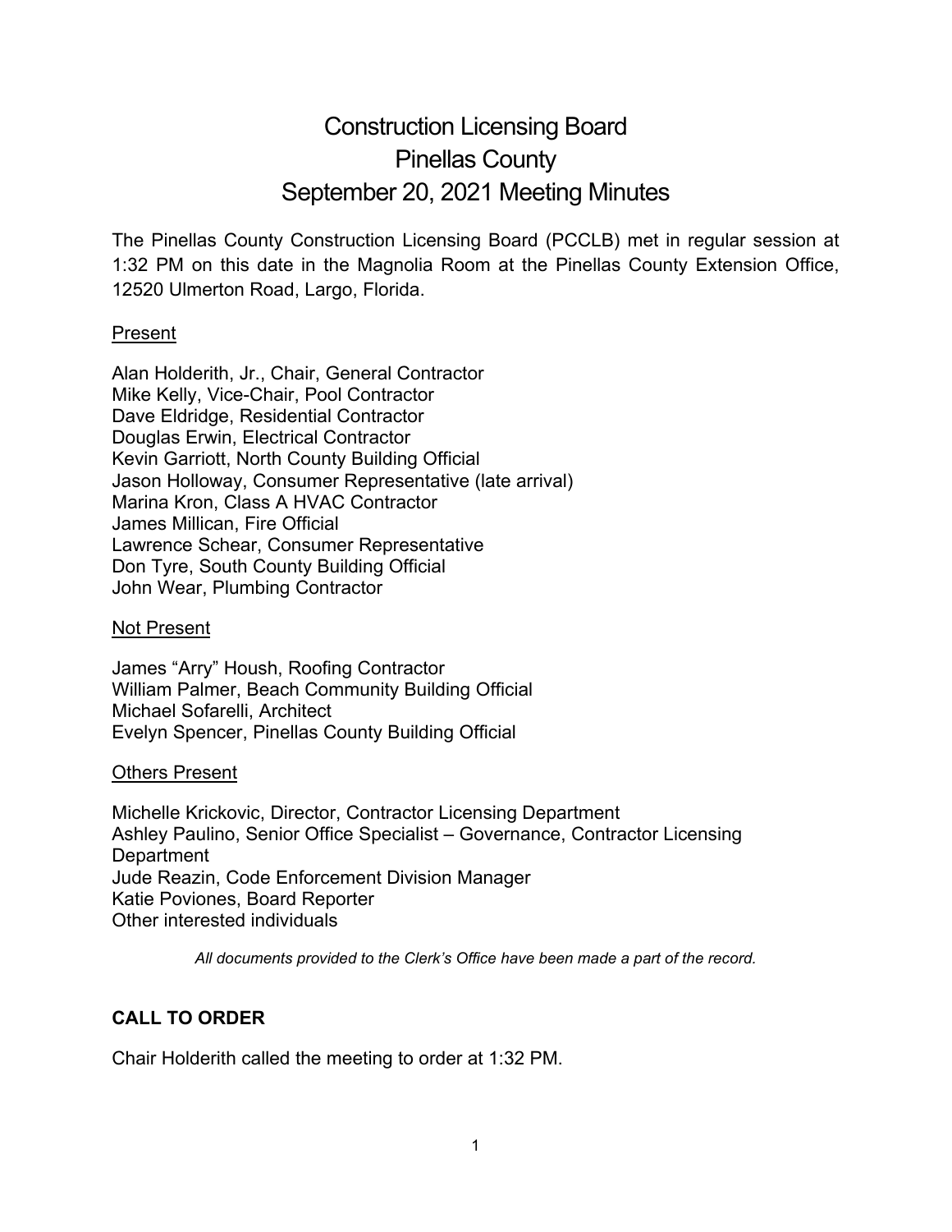# Construction Licensing Board
# Pinellas County
# September 20, 2021 Meeting Minutes

The Pinellas County Construction Licensing Board (PCCLB) met in regular session at 1:32 PM on this date in the Magnolia Room at the Pinellas County Extension Office, 12520 Ulmerton Road, Largo, Florida.

<u>Present</u>

Alan Holderith, Jr., Chair, General Contractor
Mike Kelly, Vice-Chair, Pool Contractor
Dave Eldridge, Residential Contractor
Douglas Erwin, Electrical Contractor
Kevin Garriott, North County Building Official
Jason Holloway, Consumer Representative (late arrival)
Marina Kron, Class A HVAC Contractor
James Millican, Fire Official
Lawrence Schear, Consumer Representative
Don Tyre, South County Building Official
John Wear, Plumbing Contractor

<u>Not Present</u>

James "Arry" Housh, Roofing Contractor
William Palmer, Beach Community Building Official
Michael Sofarelli, Architect
Evelyn Spencer, Pinellas County Building Official

<u>Others Present</u>

Michelle Krickovic, Director, Contractor Licensing Department
Ashley Paulino, Senior Office Specialist – Governance, Contractor Licensing Department
Jude Reazin, Code Enforcement Division Manager
Katie Poviones, Board Reporter
Other interested individuals

*All documents provided to the Clerk's Office have been made a part of the record.*

**CALL TO ORDER**

Chair Holderith called the meeting to order at 1:32 PM.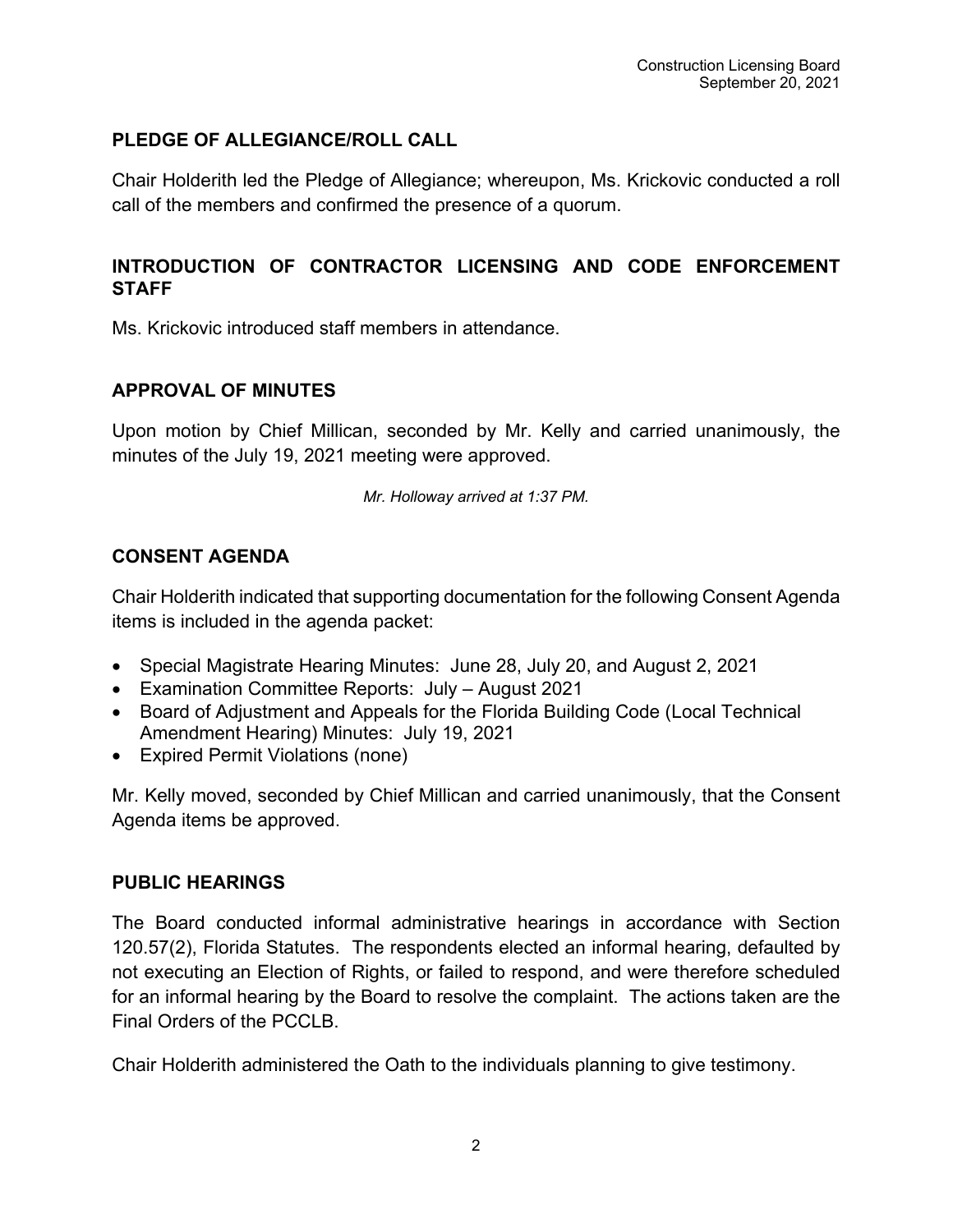## PLEDGE OF ALLEGIANCE/ROLL CALL

Chair Holderith led the Pledge of Allegiance; whereupon, Ms. Krickovic conducted a roll call of the members and confirmed the presence of a quorum.

## INTRODUCTION OF CONTRACTOR LICENSING AND CODE ENFORCEMENT STAFF

Ms. Krickovic introduced staff members in attendance.

## APPROVAL OF MINUTES

Upon motion by Chief Millican, seconded by Mr. Kelly and carried unanimously, the minutes of the July 19, 2021 meeting were approved.

*Mr. Holloway arrived at 1:37 PM.*

## CONSENT AGENDA

Chair Holderith indicated that supporting documentation for the following Consent Agenda items is included in the agenda packet:

- Special Magistrate Hearing Minutes: June 28, July 20, and August 2, 2021
- Examination Committee Reports: July – August 2021
- Board of Adjustment and Appeals for the Florida Building Code (Local Technical Amendment Hearing) Minutes: July 19, 2021
- Expired Permit Violations (none)

Mr. Kelly moved, seconded by Chief Millican and carried unanimously, that the Consent Agenda items be approved.

## PUBLIC HEARINGS

The Board conducted informal administrative hearings in accordance with Section 120.57(2), Florida Statutes. The respondents elected an informal hearing, defaulted by not executing an Election of Rights, or failed to respond, and were therefore scheduled for an informal hearing by the Board to resolve the complaint. The actions taken are the Final Orders of the PCCLB.

Chair Holderith administered the Oath to the individuals planning to give testimony.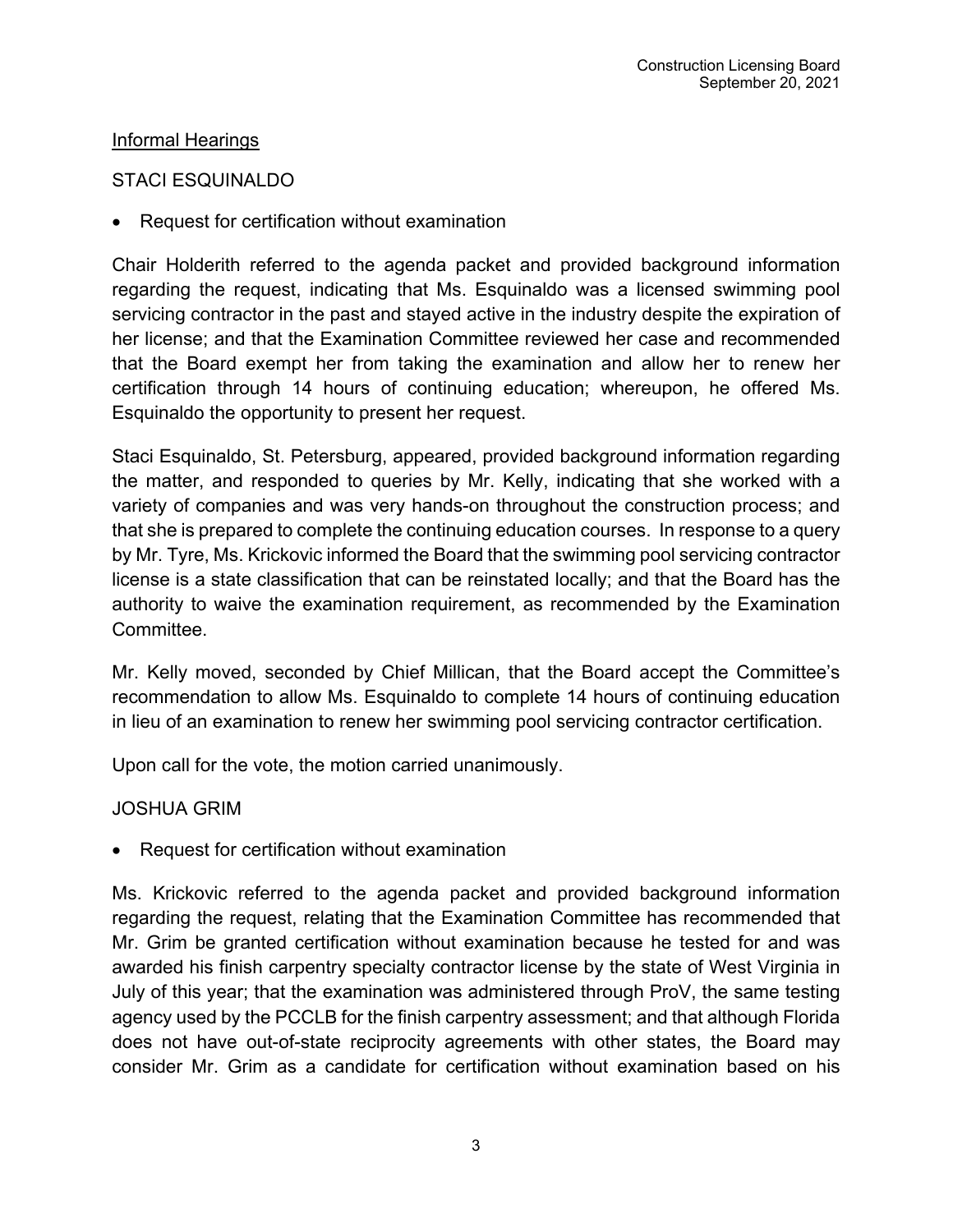Informal Hearings

STACI ESQUINALDO

- Request for certification without examination

Chair Holderith referred to the agenda packet and provided background information regarding the request, indicating that Ms. Esquinaldo was a licensed swimming pool servicing contractor in the past and stayed active in the industry despite the expiration of her license; and that the Examination Committee reviewed her case and recommended that the Board exempt her from taking the examination and allow her to renew her certification through 14 hours of continuing education; whereupon, he offered Ms. Esquinaldo the opportunity to present her request.

Staci Esquinaldo, St. Petersburg, appeared, provided background information regarding the matter, and responded to queries by Mr. Kelly, indicating that she worked with a variety of companies and was very hands-on throughout the construction process; and that she is prepared to complete the continuing education courses. In response to a query by Mr. Tyre, Ms. Krickovic informed the Board that the swimming pool servicing contractor license is a state classification that can be reinstated locally; and that the Board has the authority to waive the examination requirement, as recommended by the Examination Committee.

Mr. Kelly moved, seconded by Chief Millican, that the Board accept the Committee's recommendation to allow Ms. Esquinaldo to complete 14 hours of continuing education in lieu of an examination to renew her swimming pool servicing contractor certification.

Upon call for the vote, the motion carried unanimously.

JOSHUA GRIM

- Request for certification without examination

Ms. Krickovic referred to the agenda packet and provided background information regarding the request, relating that the Examination Committee has recommended that Mr. Grim be granted certification without examination because he tested for and was awarded his finish carpentry specialty contractor license by the state of West Virginia in July of this year; that the examination was administered through ProV, the same testing agency used by the PCCLB for the finish carpentry assessment; and that although Florida does not have out-of-state reciprocity agreements with other states, the Board may consider Mr. Grim as a candidate for certification without examination based on his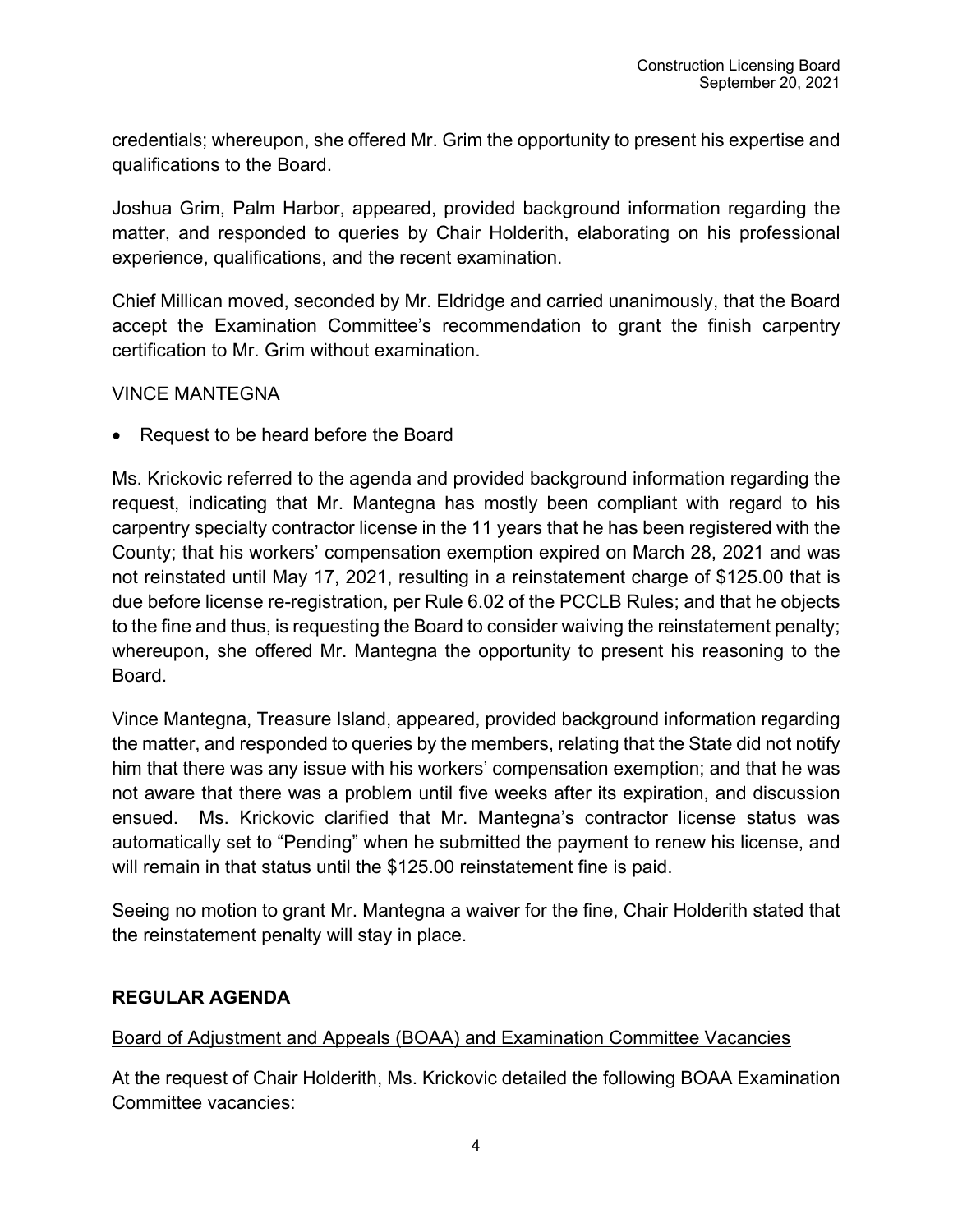credentials; whereupon, she offered Mr. Grim the opportunity to present his expertise and qualifications to the Board.

Joshua Grim, Palm Harbor, appeared, provided background information regarding the matter, and responded to queries by Chair Holderith, elaborating on his professional experience, qualifications, and the recent examination.

Chief Millican moved, seconded by Mr. Eldridge and carried unanimously, that the Board accept the Examination Committee's recommendation to grant the finish carpentry certification to Mr. Grim without examination.

VINCE MANTEGNA

- Request to be heard before the Board

Ms. Krickovic referred to the agenda and provided background information regarding the request, indicating that Mr. Mantegna has mostly been compliant with regard to his carpentry specialty contractor license in the 11 years that he has been registered with the County; that his workers' compensation exemption expired on March 28, 2021 and was not reinstated until May 17, 2021, resulting in a reinstatement charge of $125.00 that is due before license re-registration, per Rule 6.02 of the PCCLB Rules; and that he objects to the fine and thus, is requesting the Board to consider waiving the reinstatement penalty; whereupon, she offered Mr. Mantegna the opportunity to present his reasoning to the Board.

Vince Mantegna, Treasure Island, appeared, provided background information regarding the matter, and responded to queries by the members, relating that the State did not notify him that there was any issue with his workers' compensation exemption; and that he was not aware that there was a problem until five weeks after its expiration, and discussion ensued. Ms. Krickovic clarified that Mr. Mantegna's contractor license status was automatically set to "Pending" when he submitted the payment to renew his license, and will remain in that status until the $125.00 reinstatement fine is paid.

Seeing no motion to grant Mr. Mantegna a waiver for the fine, Chair Holderith stated that the reinstatement penalty will stay in place.

## REGULAR AGENDA

Board of Adjustment and Appeals (BOAA) and Examination Committee Vacancies

At the request of Chair Holderith, Ms. Krickovic detailed the following BOAA Examination Committee vacancies: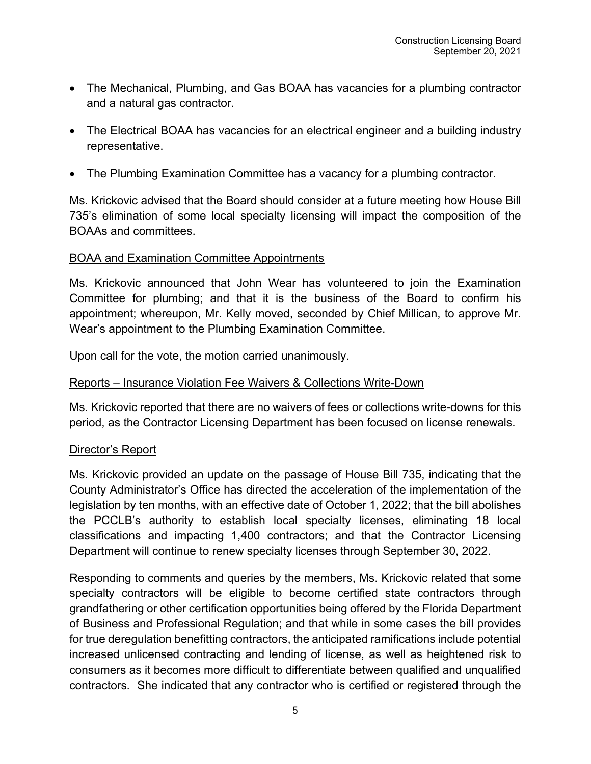- The Mechanical, Plumbing, and Gas BOAA has vacancies for a plumbing contractor and a natural gas contractor.
- The Electrical BOAA has vacancies for an electrical engineer and a building industry representative.
- The Plumbing Examination Committee has a vacancy for a plumbing contractor.

Ms. Krickovic advised that the Board should consider at a future meeting how House Bill 735's elimination of some local specialty licensing will impact the composition of the BOAAs and committees.

BOAA and Examination Committee Appointments

Ms. Krickovic announced that John Wear has volunteered to join the Examination Committee for plumbing; and that it is the business of the Board to confirm his appointment; whereupon, Mr. Kelly moved, seconded by Chief Millican, to approve Mr. Wear's appointment to the Plumbing Examination Committee.

Upon call for the vote, the motion carried unanimously.

Reports – Insurance Violation Fee Waivers & Collections Write-Down

Ms. Krickovic reported that there are no waivers of fees or collections write-downs for this period, as the Contractor Licensing Department has been focused on license renewals.

Director's Report

Ms. Krickovic provided an update on the passage of House Bill 735, indicating that the County Administrator's Office has directed the acceleration of the implementation of the legislation by ten months, with an effective date of October 1, 2022; that the bill abolishes the PCCLB's authority to establish local specialty licenses, eliminating 18 local classifications and impacting 1,400 contractors; and that the Contractor Licensing Department will continue to renew specialty licenses through September 30, 2022.

Responding to comments and queries by the members, Ms. Krickovic related that some specialty contractors will be eligible to become certified state contractors through grandfathering or other certification opportunities being offered by the Florida Department of Business and Professional Regulation; and that while in some cases the bill provides for true deregulation benefitting contractors, the anticipated ramifications include potential increased unlicensed contracting and lending of license, as well as heightened risk to consumers as it becomes more difficult to differentiate between qualified and unqualified contractors. She indicated that any contractor who is certified or registered through the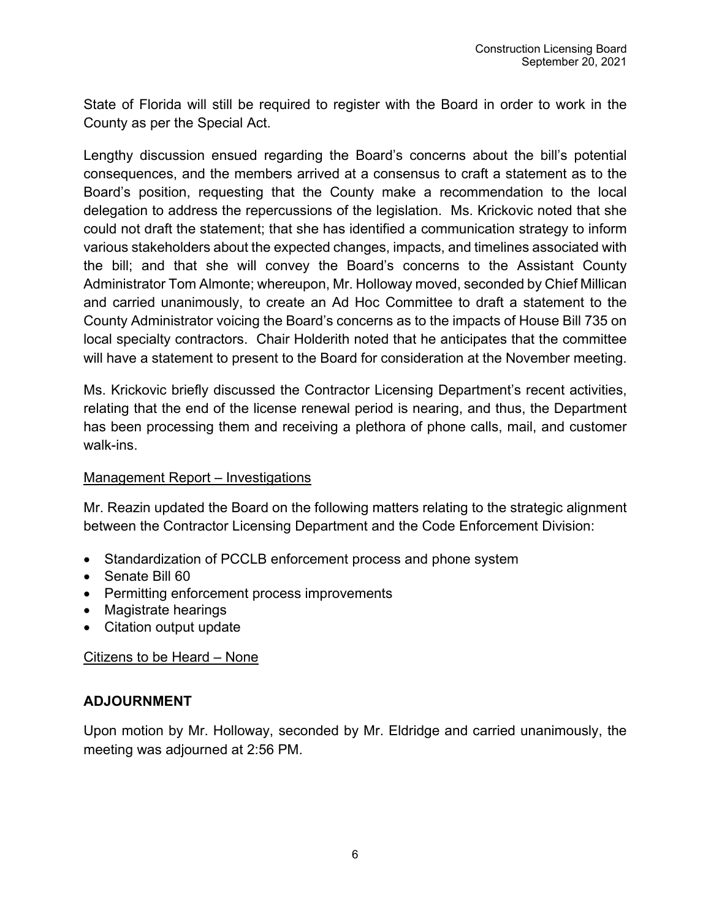State of Florida will still be required to register with the Board in order to work in the County as per the Special Act.

Lengthy discussion ensued regarding the Board's concerns about the bill's potential consequences, and the members arrived at a consensus to craft a statement as to the Board's position, requesting that the County make a recommendation to the local delegation to address the repercussions of the legislation. Ms. Krickovic noted that she could not draft the statement; that she has identified a communication strategy to inform various stakeholders about the expected changes, impacts, and timelines associated with the bill; and that she will convey the Board's concerns to the Assistant County Administrator Tom Almonte; whereupon, Mr. Holloway moved, seconded by Chief Millican and carried unanimously, to create an Ad Hoc Committee to draft a statement to the County Administrator voicing the Board's concerns as to the impacts of House Bill 735 on local specialty contractors. Chair Holderith noted that he anticipates that the committee will have a statement to present to the Board for consideration at the November meeting.

Ms. Krickovic briefly discussed the Contractor Licensing Department's recent activities, relating that the end of the license renewal period is nearing, and thus, the Department has been processing them and receiving a plethora of phone calls, mail, and customer walk-ins.

<u>Management Report – Investigations</u>

Mr. Reazin updated the Board on the following matters relating to the strategic alignment between the Contractor Licensing Department and the Code Enforcement Division:

- Standardization of PCCLB enforcement process and phone system
- Senate Bill 60
- Permitting enforcement process improvements
- Magistrate hearings
- Citation output update

<u>Citizens to be Heard – None</u>

## ADJOURNMENT

Upon motion by Mr. Holloway, seconded by Mr. Eldridge and carried unanimously, the meeting was adjourned at 2:56 PM.